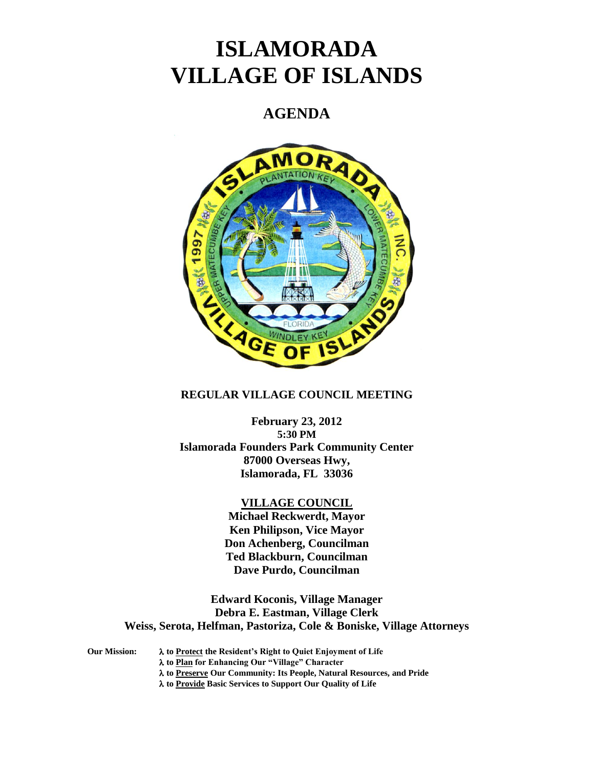# ISLAMORADA
# VILLAGE OF ISLANDS

## AGENDA

**REGULAR VILLAGE COUNCIL MEETING**

**February 23, 2012**
**5:30 PM**
**Islamorada Founders Park Community Center**
**87000 Overseas Hwy,**
**Islamorada, FL 33036**

**VILLAGE COUNCIL**
**Michael Reckwerdt, Mayor**
**Ken Philipson, Vice Mayor**
**Don Achenberg, Councilman**
**Ted Blackburn, Councilman**
**Dave Purdo, Councilman**

**Edward Koconis, Village Manager**
**Debra E. Eastman, Village Clerk**
**Weiss, Serota, Helfman, Pastoriza, Cole & Boniske, Village Attorneys**

**Our Mission:**

- **to Protect the Resident's Right to Quiet Enjoyment of Life**
- **to Plan for Enhancing Our "Village" Character**
- **to Preserve Our Community: Its People, Natural Resources, and Pride**
- **to Provide Basic Services to Support Our Quality of Life**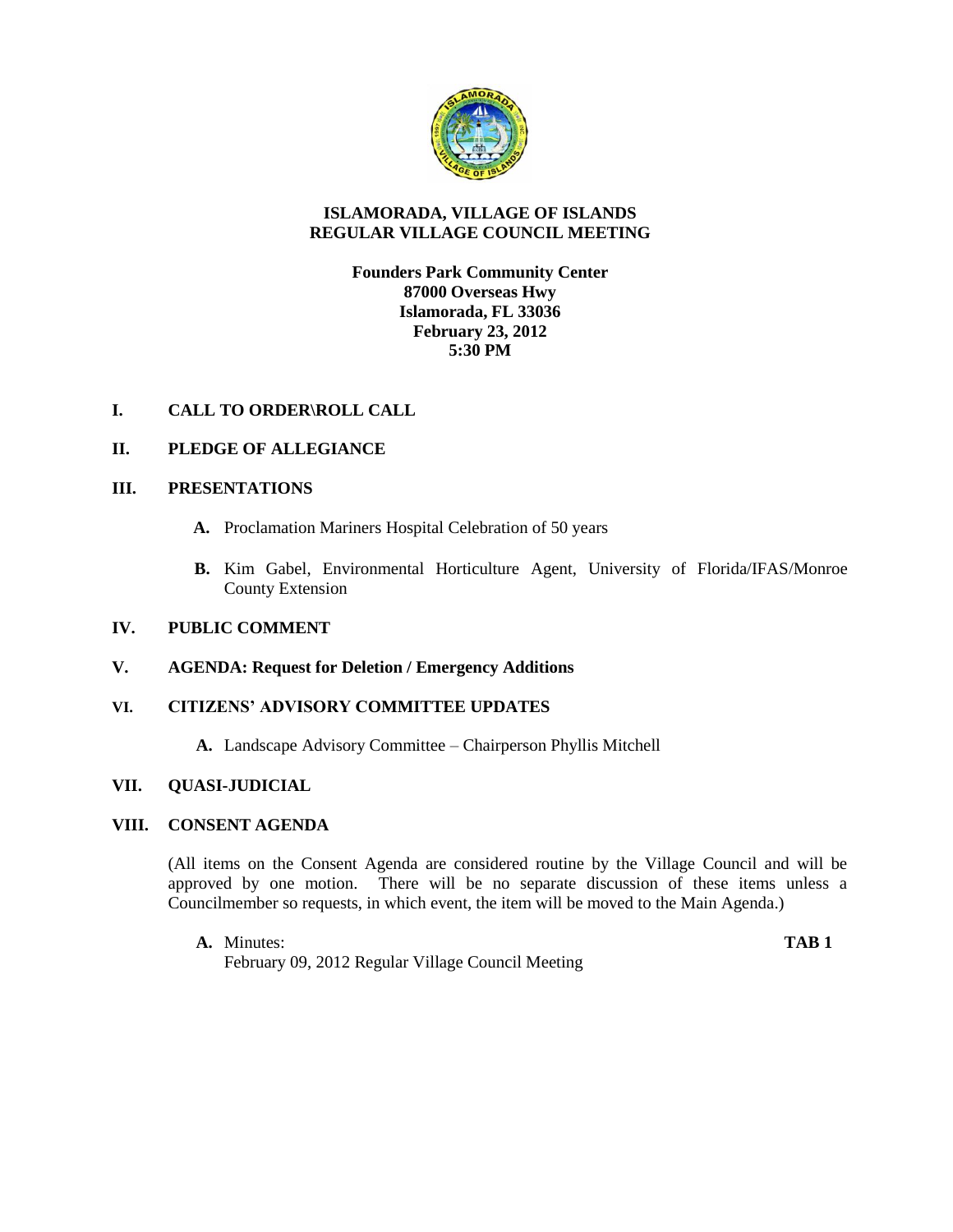# ISLAMORADA, VILLAGE OF ISLANDS
# REGULAR VILLAGE COUNCIL MEETING

**Founders Park Community Center**
**87000 Overseas Hwy**
**Islamorada, FL 33036**
**February 23, 2012**
**5:30 PM**

## I. CALL TO ORDER\ROLL CALL

## II. PLEDGE OF ALLEGIANCE

## III. PRESENTATIONS

**A.** Proclamation Mariners Hospital Celebration of 50 years

**B.** Kim Gabel, Environmental Horticulture Agent, University of Florida/IFAS/Monroe County Extension

## IV. PUBLIC COMMENT

## V. AGENDA: Request for Deletion / Emergency Additions

## VI. CITIZENS' ADVISORY COMMITTEE UPDATES

**A.** Landscape Advisory Committee – Chairperson Phyllis Mitchell

## VII. QUASI-JUDICIAL

## VIII. CONSENT AGENDA

(All items on the Consent Agenda are considered routine by the Village Council and will be approved by one motion. There will be no separate discussion of these items unless a Councilmember so requests, in which event, the item will be moved to the Main Agenda.)

**A.** Minutes: **TAB 1**
February 09, 2012 Regular Village Council Meeting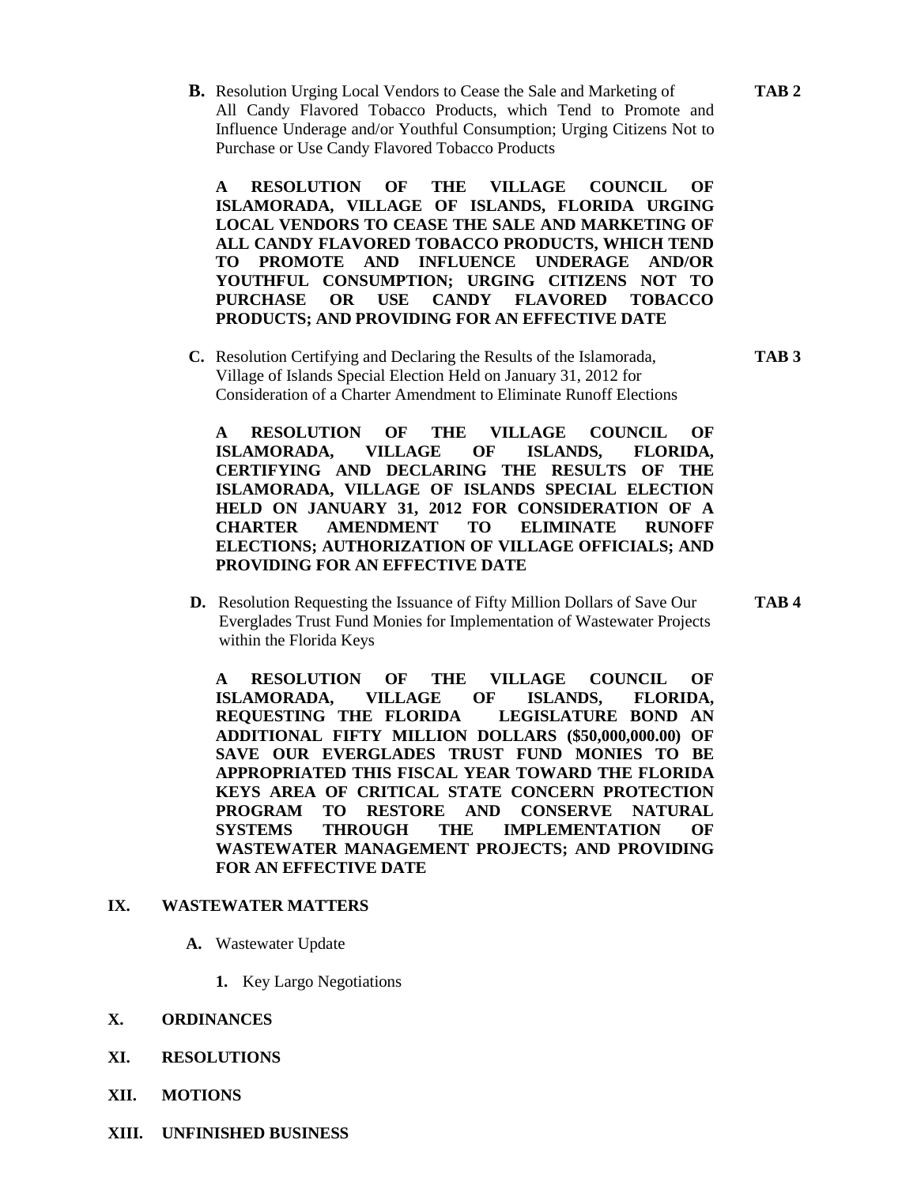**B.** Resolution Urging Local Vendors to Cease the Sale and Marketing of All Candy Flavored Tobacco Products, which Tend to Promote and Influence Underage and/or Youthful Consumption; Urging Citizens Not to Purchase or Use Candy Flavored Tobacco Products **TAB 2**

**A RESOLUTION OF THE VILLAGE COUNCIL OF ISLAMORADA, VILLAGE OF ISLANDS, FLORIDA URGING LOCAL VENDORS TO CEASE THE SALE AND MARKETING OF ALL CANDY FLAVORED TOBACCO PRODUCTS, WHICH TEND TO PROMOTE AND INFLUENCE UNDERAGE AND/OR YOUTHFUL CONSUMPTION; URGING CITIZENS NOT TO PURCHASE OR USE CANDY FLAVORED TOBACCO PRODUCTS; AND PROVIDING FOR AN EFFECTIVE DATE**

**C.** Resolution Certifying and Declaring the Results of the Islamorada, Village of Islands Special Election Held on January 31, 2012 for Consideration of a Charter Amendment to Eliminate Runoff Elections **TAB 3**

**A RESOLUTION OF THE VILLAGE COUNCIL OF ISLAMORADA, VILLAGE OF ISLANDS, FLORIDA, CERTIFYING AND DECLARING THE RESULTS OF THE ISLAMORADA, VILLAGE OF ISLANDS SPECIAL ELECTION HELD ON JANUARY 31, 2012 FOR CONSIDERATION OF A CHARTER AMENDMENT TO ELIMINATE RUNOFF ELECTIONS; AUTHORIZATION OF VILLAGE OFFICIALS; AND PROVIDING FOR AN EFFECTIVE DATE**

**D.** Resolution Requesting the Issuance of Fifty Million Dollars of Save Our Everglades Trust Fund Monies for Implementation of Wastewater Projects within the Florida Keys **TAB 4**

**A RESOLUTION OF THE VILLAGE COUNCIL OF ISLAMORADA, VILLAGE OF ISLANDS, FLORIDA, REQUESTING THE FLORIDA LEGISLATURE BOND AN ADDITIONAL FIFTY MILLION DOLLARS ($50,000,000.00) OF SAVE OUR EVERGLADES TRUST FUND MONIES TO BE APPROPRIATED THIS FISCAL YEAR TOWARD THE FLORIDA KEYS AREA OF CRITICAL STATE CONCERN PROTECTION PROGRAM TO RESTORE AND CONSERVE NATURAL SYSTEMS THROUGH THE IMPLEMENTATION OF WASTEWATER MANAGEMENT PROJECTS; AND PROVIDING FOR AN EFFECTIVE DATE**

## IX. WASTEWATER MATTERS

**A.** Wastewater Update

**1.** Key Largo Negotiations

## X. ORDINANCES

## XI. RESOLUTIONS

## XII. MOTIONS

## XIII. UNFINISHED BUSINESS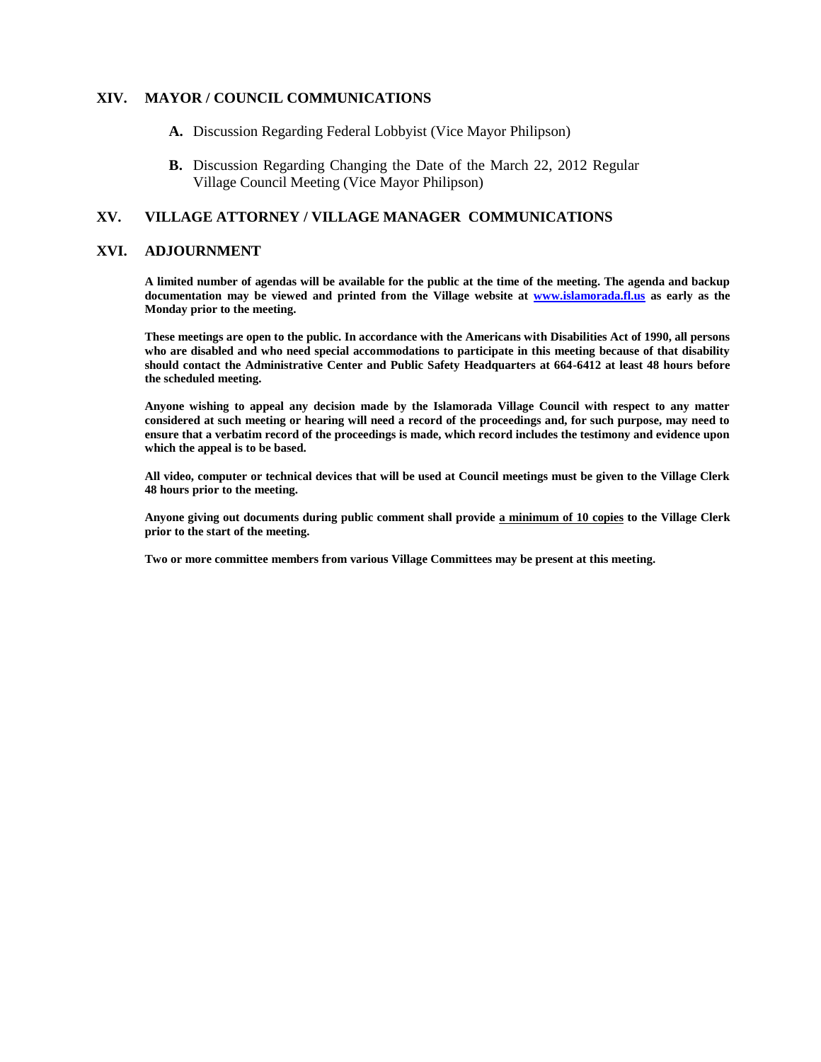## XIV. MAYOR / COUNCIL COMMUNICATIONS

**A.** Discussion Regarding Federal Lobbyist (Vice Mayor Philipson)

**B.** Discussion Regarding Changing the Date of the March 22, 2012 Regular Village Council Meeting (Vice Mayor Philipson)

## XV. VILLAGE ATTORNEY / VILLAGE MANAGER COMMUNICATIONS

## XVI. ADJOURNMENT

**A limited number of agendas will be available for the public at the time of the meeting. The agenda and backup documentation may be viewed and printed from the Village website at [www.islamorada.fl.us](http://www.islamorada.fl.us) as early as the Monday prior to the meeting.**

**These meetings are open to the public. In accordance with the Americans with Disabilities Act of 1990, all persons who are disabled and who need special accommodations to participate in this meeting because of that disability should contact the Administrative Center and Public Safety Headquarters at 664-6412 at least 48 hours before the scheduled meeting.**

**Anyone wishing to appeal any decision made by the Islamorada Village Council with respect to any matter considered at such meeting or hearing will need a record of the proceedings and, for such purpose, may need to ensure that a verbatim record of the proceedings is made, which record includes the testimony and evidence upon which the appeal is to be based.**

**All video, computer or technical devices that will be used at Council meetings must be given to the Village Clerk 48 hours prior to the meeting.**

**Anyone giving out documents during public comment shall provide <u>a minimum of 10 copies</u> to the Village Clerk prior to the start of the meeting.**

**Two or more committee members from various Village Committees may be present at this meeting.**